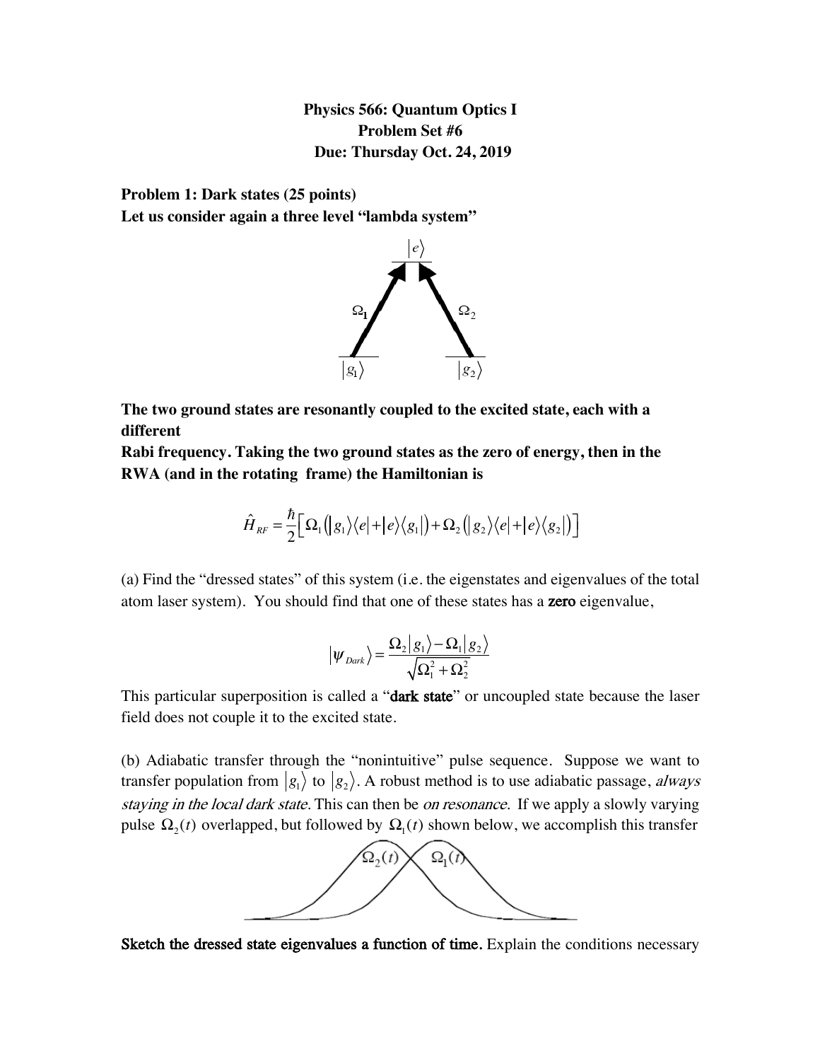**Physics 566: Quantum Optics I**
**Problem Set #6**
**Due: Thursday Oct. 24, 2019**

**Problem 1: Dark states (25 points)**
**Let us consider again a three level "lambda system"**

**The two ground states are resonantly coupled to the excited state, each with a different**
**Rabi frequency. Taking the two ground states as the zero of energy, then in the RWA (and in the rotating frame) the Hamiltonian is**

$$\hat{H}_{RF} = \frac{\hbar}{2}\left[ \Omega_1 \left( |g_1\rangle\langle e| + |e\rangle\langle g_1| \right) + \Omega_2 \left( |g_2\rangle\langle e| + |e\rangle\langle g_2| \right) \right]$$

(a) Find the "dressed states" of this system (i.e. the eigenstates and eigenvalues of the total atom laser system). You should find that one of these states has a **zero** eigenvalue,

$$|\psi_{Dark}\rangle = \frac{\Omega_2 |g_1\rangle - \Omega_1 |g_2\rangle}{\sqrt{\Omega_1^2 + \Omega_2^2}}$$

This particular superposition is called a "**dark state**" or uncoupled state because the laser field does not couple it to the excited state.

(b) Adiabatic transfer through the "nonintuitive" pulse sequence. Suppose we want to transfer population from $|g_1\rangle$ to $|g_2\rangle$. A robust method is to use adiabatic passage, *always staying in the local dark state*. This can then be *on resonance*. If we apply a slowly varying pulse $\Omega_2(t)$ overlapped, but followed by $\Omega_1(t)$ shown below, we accomplish this transfer

**Sketch the dressed state eigenvalues a function of time.** Explain the conditions necessary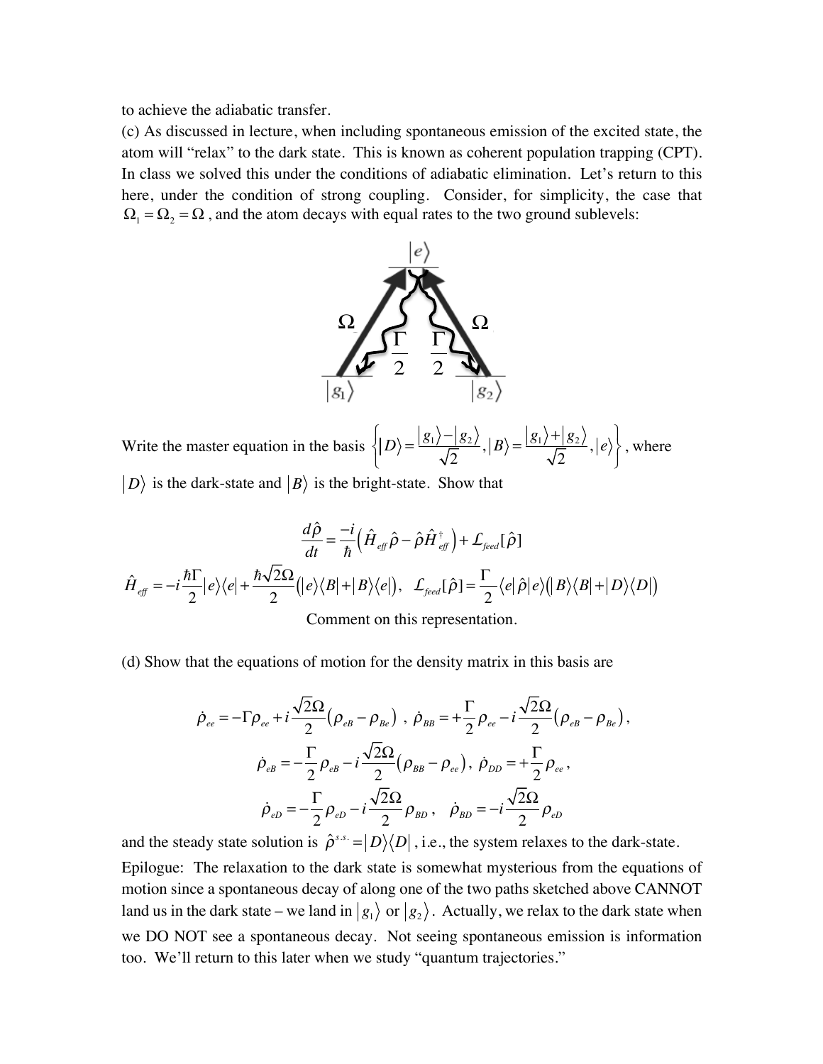to achieve the adiabatic transfer.

(c) As discussed in lecture, when including spontaneous emission of the excited state, the atom will "relax" to the dark state. This is known as coherent population trapping (CPT). In class we solved this under the conditions of adiabatic elimination. Let's return to this here, under the condition of strong coupling. Consider, for simplicity, the case that $\Omega_1 = \Omega_2 = \Omega$, and the atom decays with equal rates to the two ground sublevels:

Write the master equation in the basis $\left\{ |D\rangle = \frac{|g_1\rangle - |g_2\rangle}{\sqrt{2}}, |B\rangle = \frac{|g_1\rangle + |g_2\rangle}{\sqrt{2}}, |e\rangle \right\}$, where $|D\rangle$ is the dark-state and $|B\rangle$ is the bright-state. Show that

$$\frac{d\hat{\rho}}{dt} = \frac{-i}{\hbar}\left(\hat{H}_{eff}\hat{\rho} - \hat{\rho}\hat{H}_{eff}^{\dagger}\right) + \mathcal{L}_{feed}[\hat{\rho}]$$

$$\hat{H}_{eff} = -i\frac{\hbar\Gamma}{2}|e\rangle\langle e| + \frac{\hbar\sqrt{2}\Omega}{2}\left(|e\rangle\langle B| + |B\rangle\langle e|\right), \quad \mathcal{L}_{feed}[\hat{\rho}] = \frac{\Gamma}{2}\langle e|\hat{\rho}|e\rangle\left(|B\rangle\langle B| + |D\rangle\langle D|\right)$$

Comment on this representation.

(d) Show that the equations of motion for the density matrix in this basis are

$$\dot{\rho}_{ee} = -\Gamma\rho_{ee} + i\frac{\sqrt{2}\Omega}{2}\left(\rho_{eB} - \rho_{Be}\right), \quad \dot{\rho}_{BB} = +\frac{\Gamma}{2}\rho_{ee} - i\frac{\sqrt{2}\Omega}{2}\left(\rho_{eB} - \rho_{Be}\right),$$

$$\dot{\rho}_{eB} = -\frac{\Gamma}{2}\rho_{eB} - i\frac{\sqrt{2}\Omega}{2}\left(\rho_{BB} - \rho_{ee}\right), \quad \dot{\rho}_{DD} = +\frac{\Gamma}{2}\rho_{ee},$$

$$\dot{\rho}_{eD} = -\frac{\Gamma}{2}\rho_{eD} - i\frac{\sqrt{2}\Omega}{2}\rho_{BD}, \quad \dot{\rho}_{BD} = -i\frac{\sqrt{2}\Omega}{2}\rho_{eD}$$

and the steady state solution is $\hat{\rho}^{s.s.} = |D\rangle\langle D|$, i.e., the system relaxes to the dark-state.

Epilogue: The relaxation to the dark state is somewhat mysterious from the equations of motion since a spontaneous decay of along one of the two paths sketched above CANNOT land us in the dark state – we land in $|g_1\rangle$ or $|g_2\rangle$. Actually, we relax to the dark state when we DO NOT see a spontaneous decay. Not seeing spontaneous emission is information too. We'll return to this later when we study "quantum trajectories."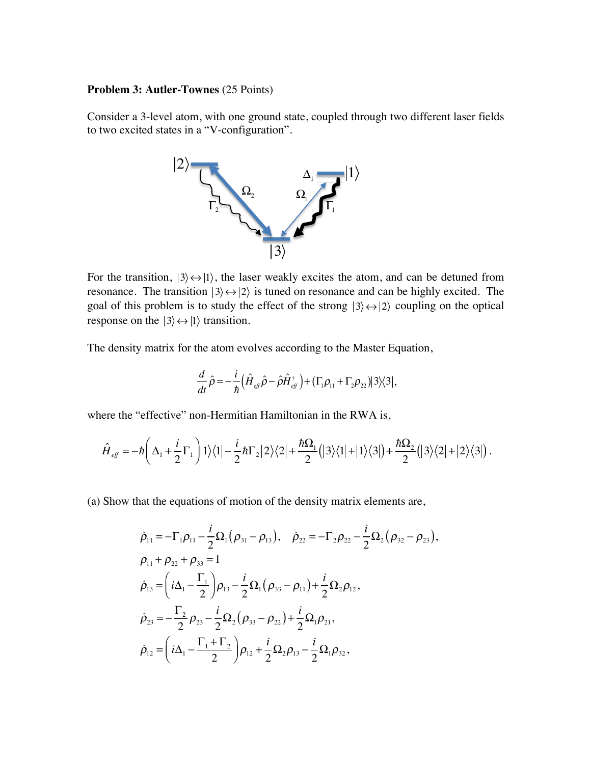**Problem 3: Autler-Townes** (25 Points)

Consider a 3-level atom, with one ground state, coupled through two different laser fields to two excited states in a "V-configuration".

For the transition, $|3\rangle \leftrightarrow |1\rangle$, the laser weakly excites the atom, and can be detuned from resonance. The transition $|3\rangle \leftrightarrow |2\rangle$ is tuned on resonance and can be highly excited. The goal of this problem is to study the effect of the strong $|3\rangle \leftrightarrow |2\rangle$ coupling on the optical response on the $|3\rangle \leftrightarrow |1\rangle$ transition.

The density matrix for the atom evolves according to the Master Equation,

$$\frac{d}{dt}\hat{\rho} = -\frac{i}{\hbar}\left(\hat{H}_{eff}\hat{\rho} - \hat{\rho}\hat{H}_{eff}^{\dagger}\right) + (\Gamma_1\rho_{11} + \Gamma_2\rho_{22})|3\rangle\langle 3|,$$

where the "effective" non-Hermitian Hamiltonian in the RWA is,

$$\hat{H}_{eff} = -\hbar\left(\Delta_1 + \frac{i}{2}\Gamma_1\right)|1\rangle\langle 1| - \frac{i}{2}\hbar\Gamma_2|2\rangle\langle 2| + \frac{\hbar\Omega_1}{2}\left(|3\rangle\langle 1| + |1\rangle\langle 3|\right) + \frac{\hbar\Omega_2}{2}\left(|3\rangle\langle 2| + |2\rangle\langle 3|\right).$$

(a) Show that the equations of motion of the density matrix elements are,

$$\dot{\rho}_{11} = -\Gamma_1\rho_{11} - \frac{i}{2}\Omega_1\left(\rho_{31} - \rho_{13}\right), \quad \dot{\rho}_{22} = -\Gamma_2\rho_{22} - \frac{i}{2}\Omega_2\left(\rho_{32} - \rho_{23}\right),$$

$$\rho_{11} + \rho_{22} + \rho_{33} = 1$$

$$\dot{\rho}_{13} = \left(i\Delta_1 - \frac{\Gamma_1}{2}\right)\rho_{13} - \frac{i}{2}\Omega_1\left(\rho_{33} - \rho_{11}\right) + \frac{i}{2}\Omega_2\rho_{12},$$

$$\dot{\rho}_{23} = -\frac{\Gamma_2}{2}\rho_{23} - \frac{i}{2}\Omega_2\left(\rho_{33} - \rho_{22}\right) + \frac{i}{2}\Omega_1\rho_{21},$$

$$\dot{\rho}_{12} = \left(i\Delta_1 - \frac{\Gamma_1 + \Gamma_2}{2}\right)\rho_{12} + \frac{i}{2}\Omega_2\rho_{13} - \frac{i}{2}\Omega_1\rho_{32},$$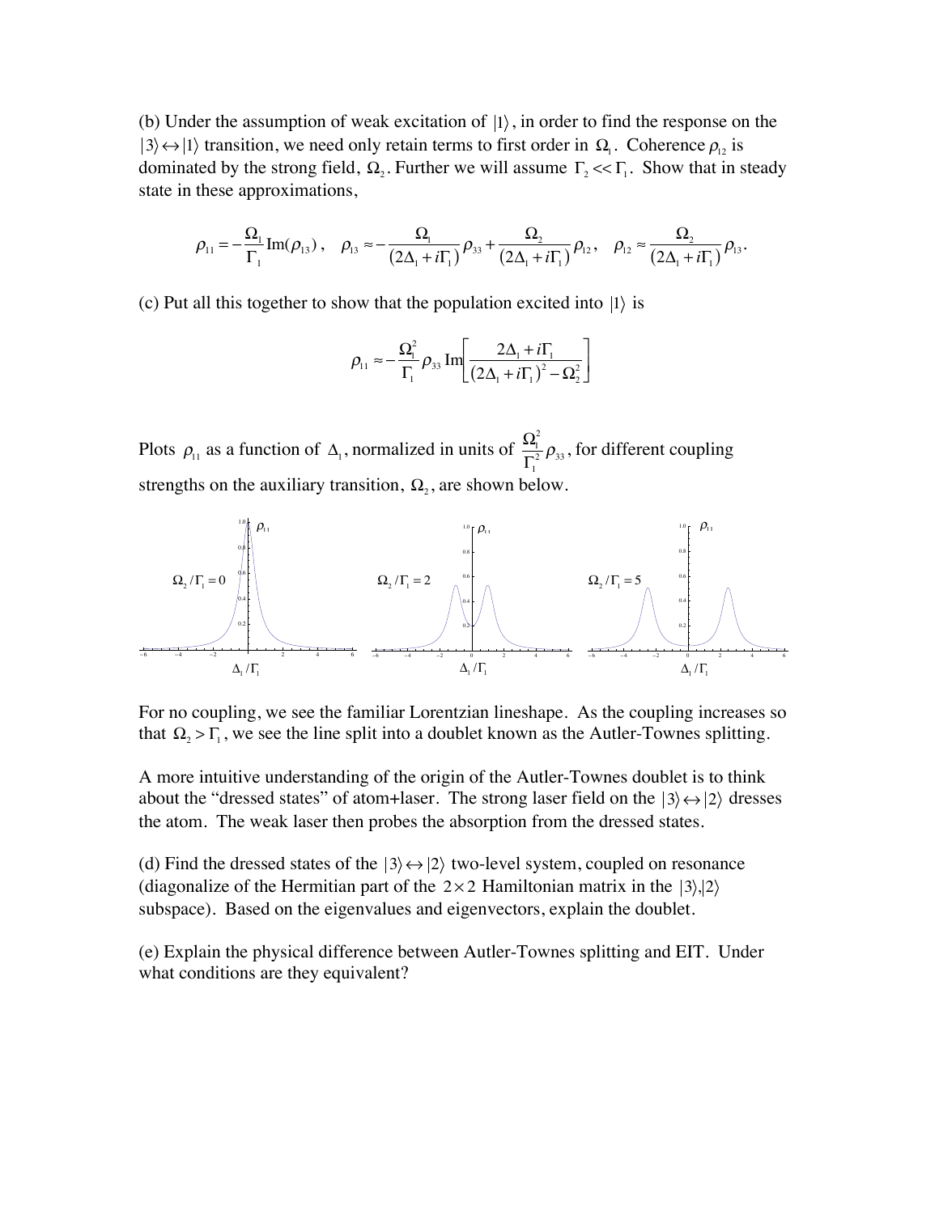(b) Under the assumption of weak excitation of $|1\rangle$, in order to find the response on the $|3\rangle \leftrightarrow |1\rangle$ transition, we need only retain terms to first order in $\Omega_1$. Coherence $\rho_{12}$ is dominated by the strong field, $\Omega_2$. Further we will assume $\Gamma_2 << \Gamma_1$. Show that in steady state in these approximations,

$$\rho_{11} = -\frac{\Omega_1}{\Gamma_1}\mathrm{Im}(\rho_{13}), \quad \rho_{13} \approx -\frac{\Omega_1}{(2\Delta_1 + i\Gamma_1)}\rho_{33} + \frac{\Omega_2}{(2\Delta_1 + i\Gamma_1)}\rho_{12}, \quad \rho_{12} \approx \frac{\Omega_2}{(2\Delta_1 + i\Gamma_1)}\rho_{13}.$$

(c) Put all this together to show that the population excited into $|1\rangle$ is

$$\rho_{11} \approx -\frac{\Omega_1^2}{\Gamma_1}\rho_{33}\,\mathrm{Im}\left[\frac{2\Delta_1 + i\Gamma_1}{(2\Delta_1 + i\Gamma_1)^2 - \Omega_2^2}\right]$$

Plots $\rho_{11}$ as a function of $\Delta_1$, normalized in units of $\frac{\Omega_1^2}{\Gamma_1^2}\rho_{33}$, for different coupling strengths on the auxiliary transition, $\Omega_2$, are shown below.

$\Omega_2/\Gamma_1 = 0$

$\rho_{11}$

1.0
0.8
0.6
0.4
0.2

-6 -4 -2 2 4 6

$\Delta_1/\Gamma_1$

$\Omega_2/\Gamma_1 = 2$

$\rho_{11}$

1.0
0.8
0.6
0.4
0.2

-6 -4 -2 2 4 6

$\Delta_1/\Gamma_1$

$\Omega_2/\Gamma_1 = 5$

$\rho_{11}$

1.0
0.8
0.6
0.4
0.2

-6 -4 -2 0 2 4 6

$\Delta_1/\Gamma_1$

For no coupling, we see the familiar Lorentzian lineshape. As the coupling increases so that $\Omega_2 > \Gamma_1$, we see the line split into a doublet known as the Autler-Townes splitting.

A more intuitive understanding of the origin of the Autler-Townes doublet is to think about the "dressed states" of atom+laser. The strong laser field on the $|3\rangle \leftrightarrow |2\rangle$ dresses the atom. The weak laser then probes the absorption from the dressed states.

(d) Find the dressed states of the $|3\rangle \leftrightarrow |2\rangle$ two-level system, coupled on resonance (diagonalize of the Hermitian part of the $2\times 2$ Hamiltonian matrix in the $|3\rangle,|2\rangle$ subspace). Based on the eigenvalues and eigenvectors, explain the doublet.

(e) Explain the physical difference between Autler-Townes splitting and EIT. Under what conditions are they equivalent?